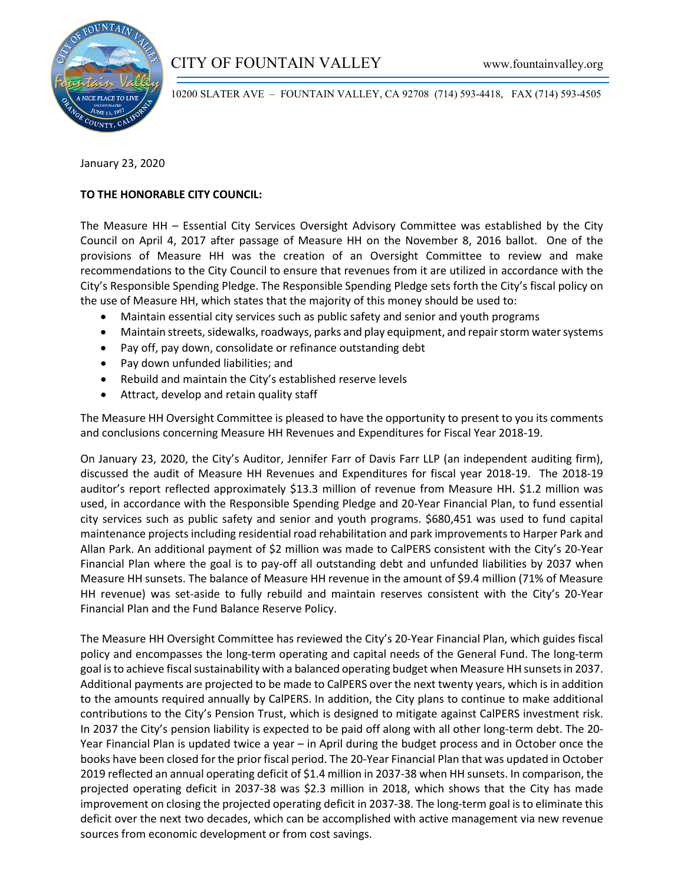# CITY OF FOUNTAIN VALLEY

www.fountainvalley.org

10200 SLATER AVE – FOUNTAIN VALLEY, CA 92708 (714) 593-4418, FAX (714) 593-4505

January 23, 2020

**TO THE HONORABLE CITY COUNCIL:**

The Measure HH – Essential City Services Oversight Advisory Committee was established by the City Council on April 4, 2017 after passage of Measure HH on the November 8, 2016 ballot. One of the provisions of Measure HH was the creation of an Oversight Committee to review and make recommendations to the City Council to ensure that revenues from it are utilized in accordance with the City's Responsible Spending Pledge. The Responsible Spending Pledge sets forth the City's fiscal policy on the use of Measure HH, which states that the majority of this money should be used to:

- Maintain essential city services such as public safety and senior and youth programs
- Maintain streets, sidewalks, roadways, parks and play equipment, and repair storm water systems
- Pay off, pay down, consolidate or refinance outstanding debt
- Pay down unfunded liabilities; and
- Rebuild and maintain the City's established reserve levels
- Attract, develop and retain quality staff

The Measure HH Oversight Committee is pleased to have the opportunity to present to you its comments and conclusions concerning Measure HH Revenues and Expenditures for Fiscal Year 2018-19.

On January 23, 2020, the City's Auditor, Jennifer Farr of Davis Farr LLP (an independent auditing firm), discussed the audit of Measure HH Revenues and Expenditures for fiscal year 2018-19. The 2018-19 auditor's report reflected approximately $13.3 million of revenue from Measure HH. $1.2 million was used, in accordance with the Responsible Spending Pledge and 20-Year Financial Plan, to fund essential city services such as public safety and senior and youth programs. $680,451 was used to fund capital maintenance projects including residential road rehabilitation and park improvements to Harper Park and Allan Park. An additional payment of $2 million was made to CalPERS consistent with the City's 20-Year Financial Plan where the goal is to pay-off all outstanding debt and unfunded liabilities by 2037 when Measure HH sunsets. The balance of Measure HH revenue in the amount of $9.4 million (71% of Measure HH revenue) was set-aside to fully rebuild and maintain reserves consistent with the City's 20-Year Financial Plan and the Fund Balance Reserve Policy.

The Measure HH Oversight Committee has reviewed the City's 20-Year Financial Plan, which guides fiscal policy and encompasses the long-term operating and capital needs of the General Fund. The long-term goal is to achieve fiscal sustainability with a balanced operating budget when Measure HH sunsets in 2037. Additional payments are projected to be made to CalPERS over the next twenty years, which is in addition to the amounts required annually by CalPERS. In addition, the City plans to continue to make additional contributions to the City's Pension Trust, which is designed to mitigate against CalPERS investment risk. In 2037 the City's pension liability is expected to be paid off along with all other long-term debt. The 20-Year Financial Plan is updated twice a year – in April during the budget process and in October once the books have been closed for the prior fiscal period. The 20-Year Financial Plan that was updated in October 2019 reflected an annual operating deficit of $1.4 million in 2037-38 when HH sunsets. In comparison, the projected operating deficit in 2037-38 was $2.3 million in 2018, which shows that the City has made improvement on closing the projected operating deficit in 2037-38. The long-term goal is to eliminate this deficit over the next two decades, which can be accomplished with active management via new revenue sources from economic development or from cost savings.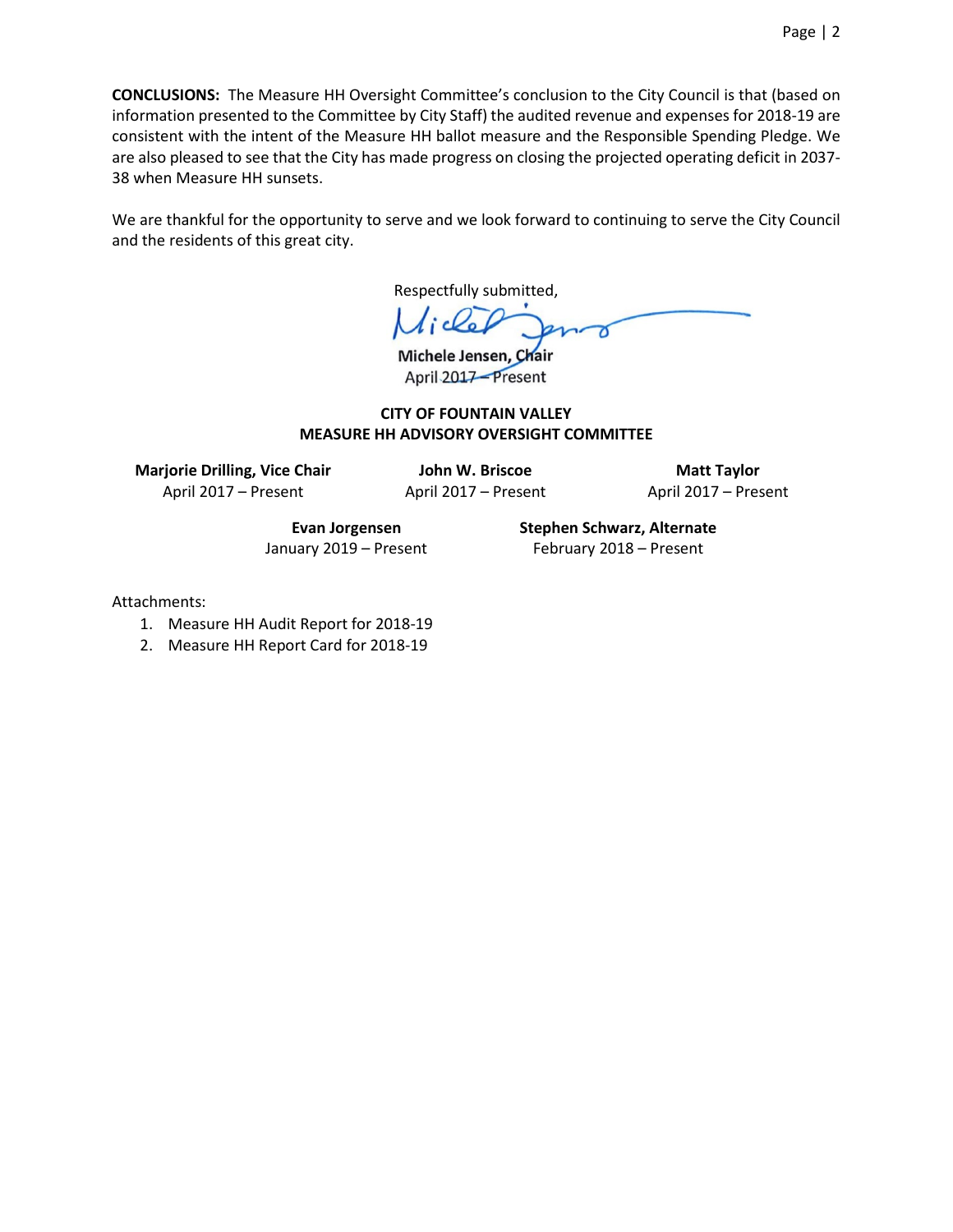**CONCLUSIONS:** The Measure HH Oversight Committee's conclusion to the City Council is that (based on information presented to the Committee by City Staff) the audited revenue and expenses for 2018-19 are consistent with the intent of the Measure HH ballot measure and the Responsible Spending Pledge. We are also pleased to see that the City has made progress on closing the projected operating deficit in 2037-38 when Measure HH sunsets.

We are thankful for the opportunity to serve and we look forward to continuing to serve the City Council and the residents of this great city.

Respectfully submitted,

**Michele Jensen, Chair**
April 2017 – Present

**CITY OF FOUNTAIN VALLEY**
**MEASURE HH ADVISORY OVERSIGHT COMMITTEE**

**Marjorie Drilling, Vice Chair**
April 2017 – Present

**John W. Briscoe**
April 2017 – Present

**Matt Taylor**
April 2017 – Present

**Evan Jorgensen**
January 2019 – Present

**Stephen Schwarz, Alternate**
February 2018 – Present

Attachments:

1. Measure HH Audit Report for 2018-19
2. Measure HH Report Card for 2018-19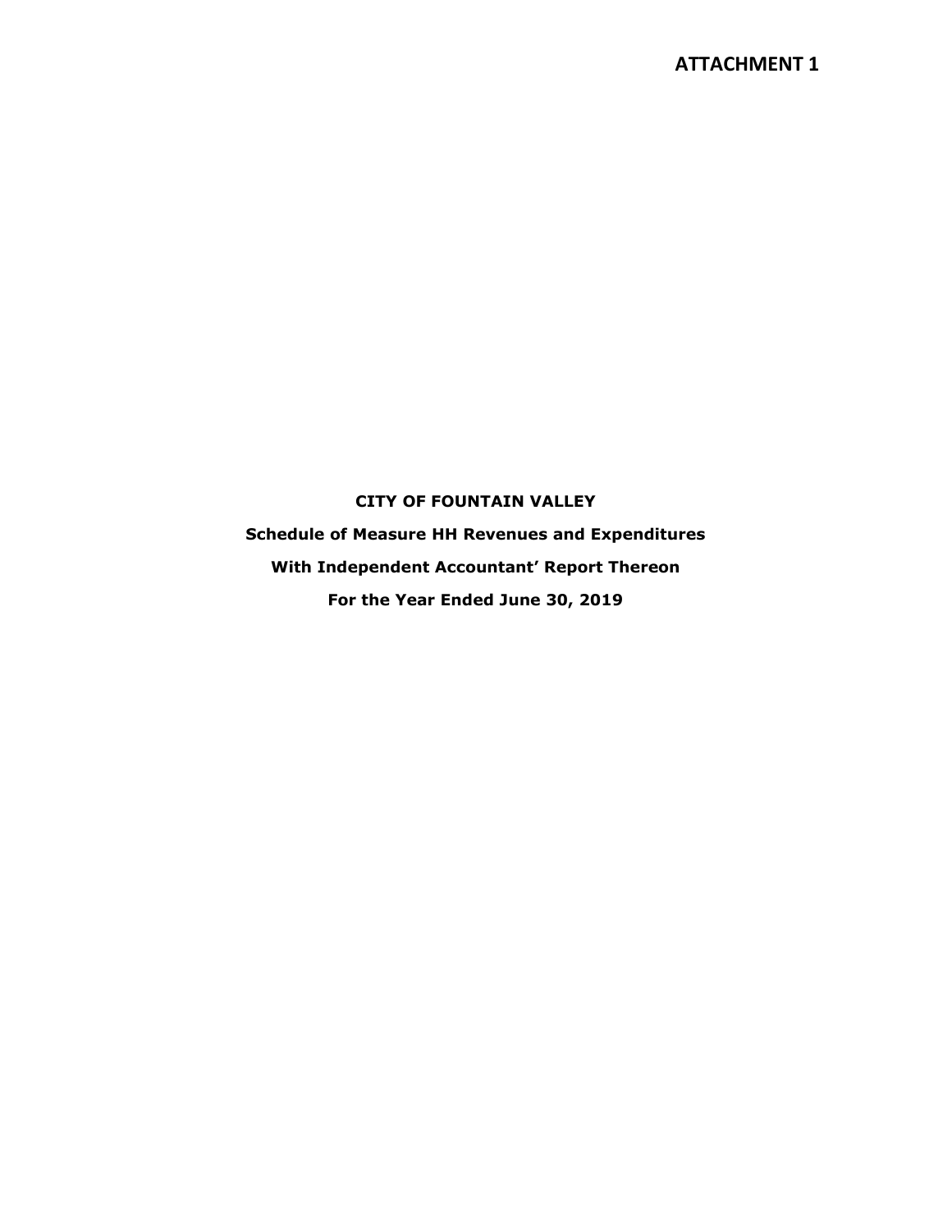**ATTACHMENT 1**

**CITY OF FOUNTAIN VALLEY**

**Schedule of Measure HH Revenues and Expenditures**

**With Independent Accountant' Report Thereon**

**For the Year Ended June 30, 2019**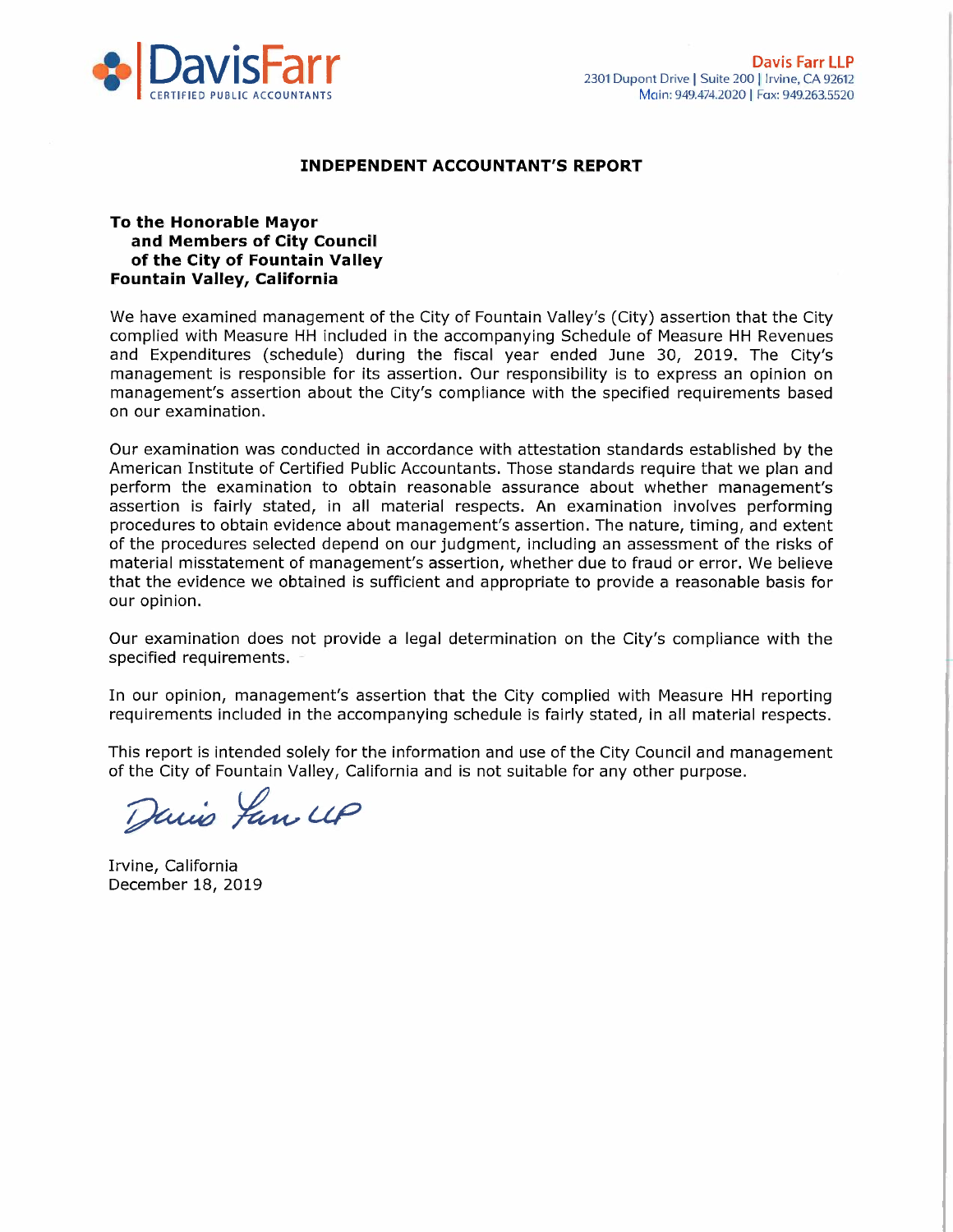**DavisFarr**
CERTIFIED PUBLIC ACCOUNTANTS

**Davis Farr LLP**
2301 Dupont Drive | Suite 200 | Irvine, CA 92612
Main: 949.474.2020 | Fax: 949.263.5520

## INDEPENDENT ACCOUNTANT'S REPORT

**To the Honorable Mayor**
**and Members of City Council**
**of the City of Fountain Valley**
**Fountain Valley, California**

We have examined management of the City of Fountain Valley's (City) assertion that the City complied with Measure HH included in the accompanying Schedule of Measure HH Revenues and Expenditures (schedule) during the fiscal year ended June 30, 2019. The City's management is responsible for its assertion. Our responsibility is to express an opinion on management's assertion about the City's compliance with the specified requirements based on our examination.

Our examination was conducted in accordance with attestation standards established by the American Institute of Certified Public Accountants. Those standards require that we plan and perform the examination to obtain reasonable assurance about whether management's assertion is fairly stated, in all material respects. An examination involves performing procedures to obtain evidence about management's assertion. The nature, timing, and extent of the procedures selected depend on our judgment, including an assessment of the risks of material misstatement of management's assertion, whether due to fraud or error. We believe that the evidence we obtained is sufficient and appropriate to provide a reasonable basis for our opinion.

Our examination does not provide a legal determination on the City's compliance with the specified requirements.

In our opinion, management's assertion that the City complied with Measure HH reporting requirements included in the accompanying schedule is fairly stated, in all material respects.

This report is intended solely for the information and use of the City Council and management of the City of Fountain Valley, California and is not suitable for any other purpose.

Davis Farr LLP

Irvine, California
December 18, 2019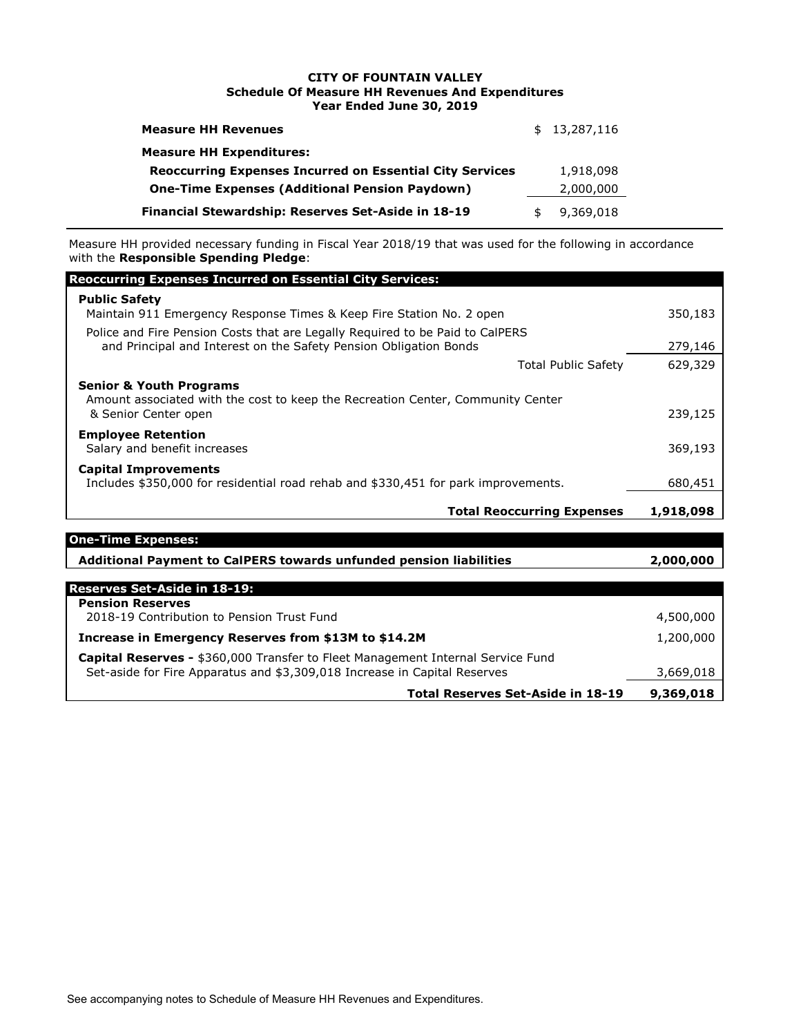# CITY OF FOUNTAIN VALLEY

## Schedule Of Measure HH Revenues And Expenditures

### Year Ended June 30, 2019

| | |
|---|---|
| **Measure HH Revenues** | $ 13,287,116 |
| **Measure HH Expenditures:** | |
| **Reoccurring Expenses Incurred on Essential City Services** | 1,918,098 |
| **One-Time Expenses (Additional Pension Paydown)** | 2,000,000 |
| **Financial Stewardship: Reserves Set-Aside in 18-19** | $ 9,369,018 |

Measure HH provided necessary funding in Fiscal Year 2018/19 that was used for the following in accordance with the **Responsible Spending Pledge**:

| **Reoccurring Expenses Incurred on Essential City Services:** | |
|---|---|
| **Public Safety** | |
| Maintain 911 Emergency Response Times & Keep Fire Station No. 2 open | 350,183 |
| Police and Fire Pension Costs that are Legally Required to be Paid to CalPERS and Principal and Interest on the Safety Pension Obligation Bonds | 279,146 |
| Total Public Safety | 629,329 |
| **Senior & Youth Programs** | |
| Amount associated with the cost to keep the Recreation Center, Community Center & Senior Center open | 239,125 |
| **Employee Retention** | |
| Salary and benefit increases | 369,193 |
| **Capital Improvements** | |
| Includes $350,000 for residential road rehab and $330,451 for park improvements. | 680,451 |
| **Total Reoccurring Expenses** | **1,918,098** |

| **One-Time Expenses:** | |
|---|---|
| **Additional Payment to CalPERS towards unfunded pension liabilities** | **2,000,000** |

| **Reserves Set-Aside in 18-19:** | |
|---|---|
| **Pension Reserves** | |
| 2018-19 Contribution to Pension Trust Fund | 4,500,000 |
| **Increase in Emergency Reserves from $13M to $14.2M** | 1,200,000 |
| **Capital Reserves -** $360,000 Transfer to Fleet Management Internal Service Fund Set-aside for Fire Apparatus and $3,309,018 Increase in Capital Reserves | 3,669,018 |
| **Total Reserves Set-Aside in 18-19** | **9,369,018** |

See accompanying notes to Schedule of Measure HH Revenues and Expenditures.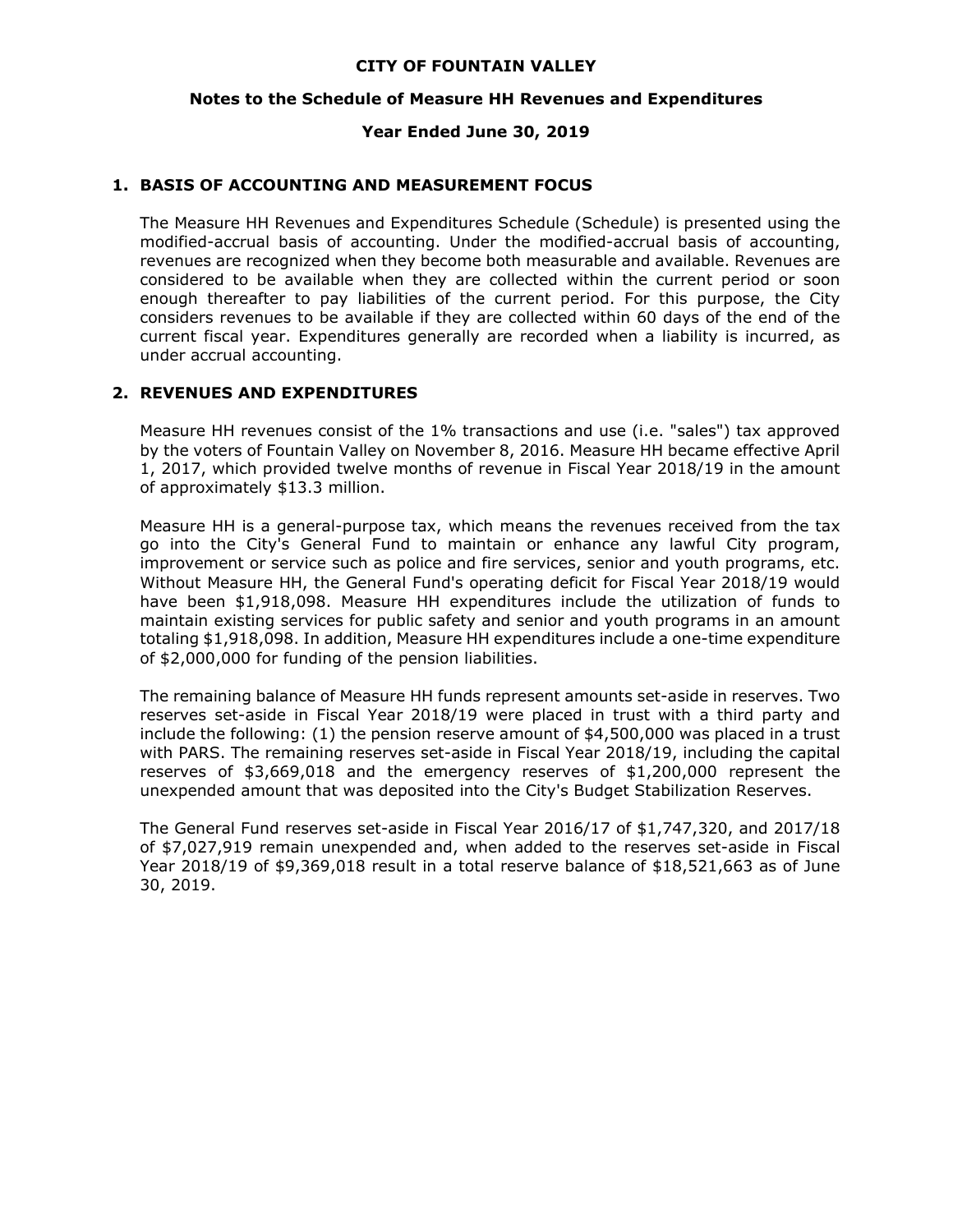**CITY OF FOUNTAIN VALLEY**

**Notes to the Schedule of Measure HH Revenues and Expenditures**

**Year Ended June 30, 2019**

## 1. BASIS OF ACCOUNTING AND MEASUREMENT FOCUS

The Measure HH Revenues and Expenditures Schedule (Schedule) is presented using the modified-accrual basis of accounting. Under the modified-accrual basis of accounting, revenues are recognized when they become both measurable and available. Revenues are considered to be available when they are collected within the current period or soon enough thereafter to pay liabilities of the current period. For this purpose, the City considers revenues to be available if they are collected within 60 days of the end of the current fiscal year. Expenditures generally are recorded when a liability is incurred, as under accrual accounting.

## 2. REVENUES AND EXPENDITURES

Measure HH revenues consist of the 1% transactions and use (i.e. "sales") tax approved by the voters of Fountain Valley on November 8, 2016. Measure HH became effective April 1, 2017, which provided twelve months of revenue in Fiscal Year 2018/19 in the amount of approximately $13.3 million.

Measure HH is a general-purpose tax, which means the revenues received from the tax go into the City's General Fund to maintain or enhance any lawful City program, improvement or service such as police and fire services, senior and youth programs, etc. Without Measure HH, the General Fund's operating deficit for Fiscal Year 2018/19 would have been $1,918,098. Measure HH expenditures include the utilization of funds to maintain existing services for public safety and senior and youth programs in an amount totaling $1,918,098. In addition, Measure HH expenditures include a one-time expenditure of $2,000,000 for funding of the pension liabilities.

The remaining balance of Measure HH funds represent amounts set-aside in reserves. Two reserves set-aside in Fiscal Year 2018/19 were placed in trust with a third party and include the following: (1) the pension reserve amount of $4,500,000 was placed in a trust with PARS. The remaining reserves set-aside in Fiscal Year 2018/19, including the capital reserves of $3,669,018 and the emergency reserves of $1,200,000 represent the unexpended amount that was deposited into the City's Budget Stabilization Reserves.

The General Fund reserves set-aside in Fiscal Year 2016/17 of $1,747,320, and 2017/18 of $7,027,919 remain unexpended and, when added to the reserves set-aside in Fiscal Year 2018/19 of $9,369,018 result in a total reserve balance of $18,521,663 as of June 30, 2019.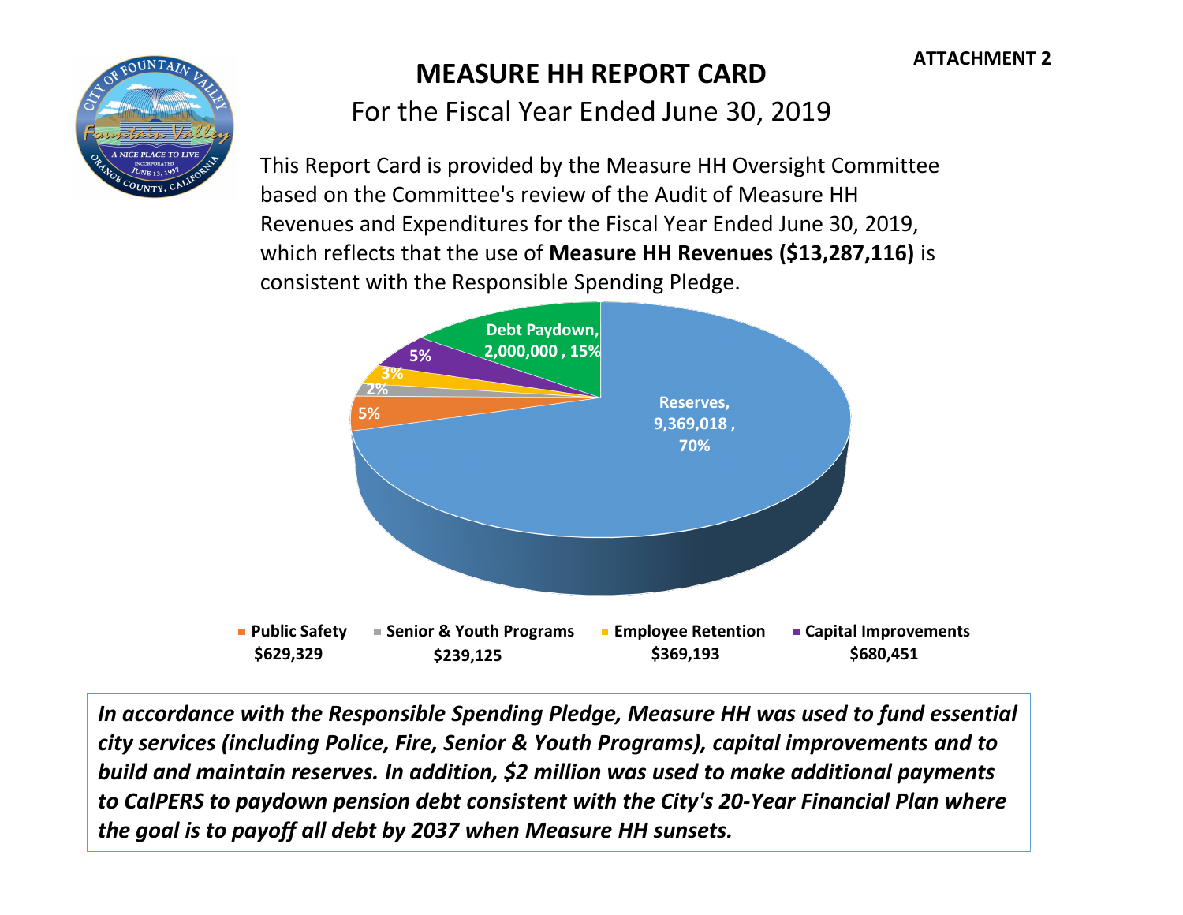ATTACHMENT 2

# MEASURE HH REPORT CARD

## For the Fiscal Year Ended June 30, 2019

This Report Card is provided by the Measure HH Oversight Committee based on the Committee's review of the Audit of Measure HH Revenues and Expenditures for the Fiscal Year Ended June 30, 2019, which reflects that the use of **Measure HH Revenues ($13,287,116)** is consistent with the Responsible Spending Pledge.

Reserves, 9,369,018, 70%

Debt Paydown, 2,000,000, 15%

5%

3%

2%

5%

- **Public Safety** **$629,329**
- **Senior & Youth Programs** **$239,125**
- **Employee Retention** **$369,193**
- **Capital Improvements** **$680,451**

***In accordance with the Responsible Spending Pledge, Measure HH was used to fund essential city services (including Police, Fire, Senior & Youth Programs), capital improvements and to build and maintain reserves. In addition, $2 million was used to make additional payments to CalPERS to paydown pension debt consistent with the City's 20-Year Financial Plan where the goal is to payoff all debt by 2037 when Measure HH sunsets.***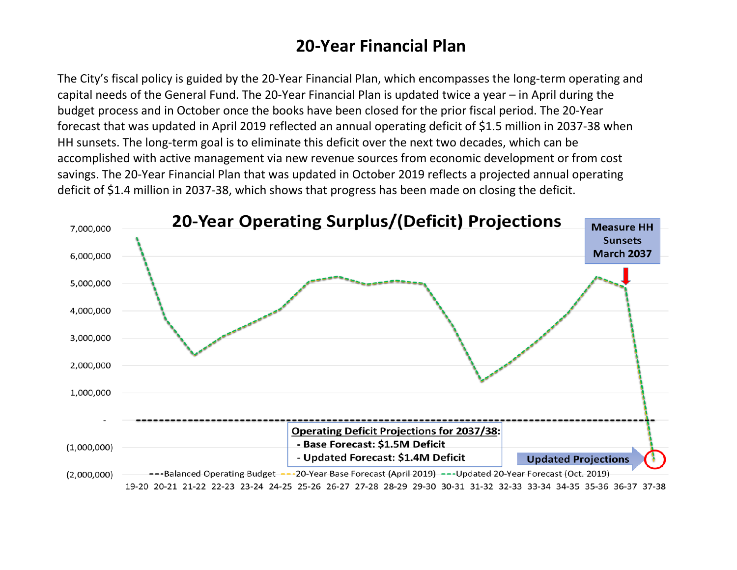# 20-Year Financial Plan

The City's fiscal policy is guided by the 20-Year Financial Plan, which encompasses the long-term operating and capital needs of the General Fund. The 20-Year Financial Plan is updated twice a year – in April during the budget process and in October once the books have been closed for the prior fiscal period. The 20-Year forecast that was updated in April 2019 reflected an annual operating deficit of $1.5 million in 2037-38 when HH sunsets. The long-term goal is to eliminate this deficit over the next two decades, which can be accomplished with active management via new revenue sources from economic development or from cost savings. The 20-Year Financial Plan that was updated in October 2019 reflects a projected annual operating deficit of $1.4 million in 2037-38, which shows that progress has been made on closing the deficit.

**20-Year Operating Surplus/(Deficit) Projections**

Measure HH Sunsets March 2037

**Operating Deficit Projections for 2037/38:**
- **Base Forecast: $1.5M Deficit**
- **Updated Forecast: $1.4M Deficit**

Updated Projections

---Balanced Operating Budget ---20-Year Base Forecast (April 2019) ---Updated 20-Year Forecast (Oct. 2019)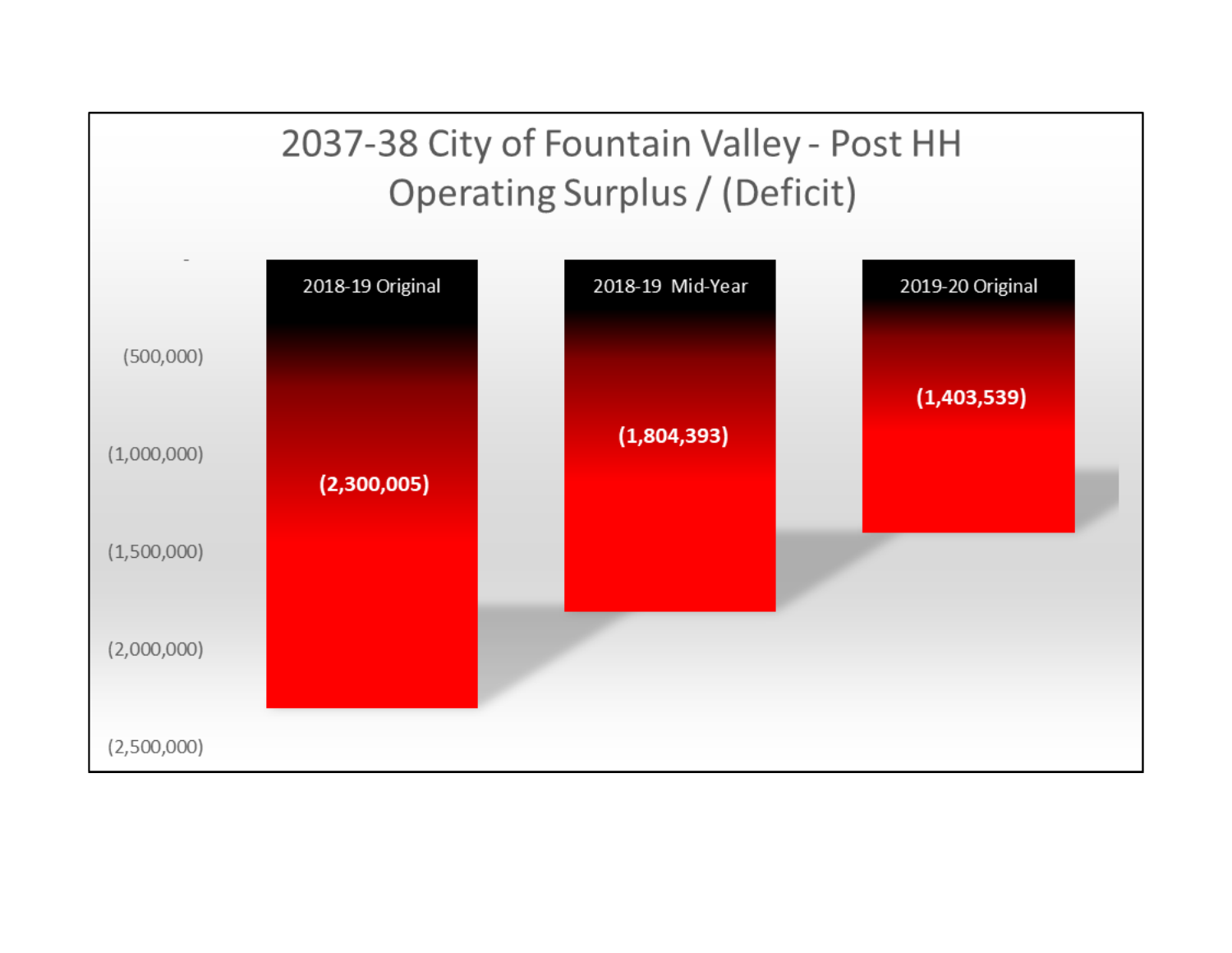# 2037-38 City of Fountain Valley - Post HH

## Operating Surplus / (Deficit)

| | 2018-19 Original | 2018-19 Mid-Year | 2019-20 Original |
|---|---|---|---|
| Operating Surplus / (Deficit) | (2,300,005) | (1,804,393) | (1,403,539) |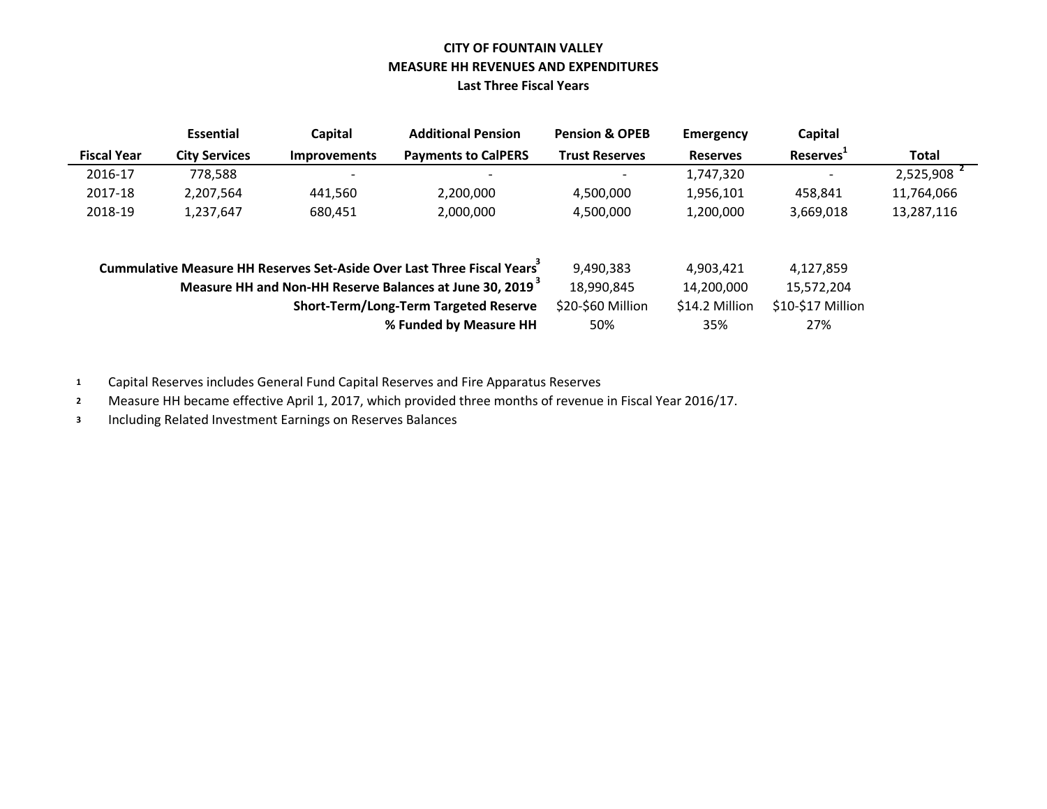## CITY OF FOUNTAIN VALLEY
## MEASURE HH REVENUES AND EXPENDITURES
### Last Three Fiscal Years

| Fiscal Year | Essential City Services | Capital Improvements | Additional Pension Payments to CalPERS | Pension & OPEB Trust Reserves | Emergency Reserves | Capital Reserves[1] | Total |
|---|---|---|---|---|---|---|---|
| 2016-17 | 778,588 | - | - | - | 1,747,320 | - | 2,525,908 [2] |
| 2017-18 | 2,207,564 | 441,560 | 2,200,000 | 4,500,000 | 1,956,101 | 458,841 | 11,764,066 |
| 2018-19 | 1,237,647 | 680,451 | 2,000,000 | 4,500,000 | 1,200,000 | 3,669,018 | 13,287,116 |
| | | | | | | | |
| **Cummulative Measure HH Reserves Set-Aside Over Last Three Fiscal Years[3]** | | | | 9,490,383 | 4,903,421 | 4,127,859 | |
| **Measure HH and Non-HH Reserve Balances at June 30, 2019[3]** | | | | 18,990,845 | 14,200,000 | 15,572,204 | |
| **Short-Term/Long-Term Targeted Reserve** | | | | $20-$60 Million | $14.2 Million | $10-$17 Million | |
| **% Funded by Measure HH** | | | | 50% | 35% | 27% | |

1 Capital Reserves includes General Fund Capital Reserves and Fire Apparatus Reserves

2 Measure HH became effective April 1, 2017, which provided three months of revenue in Fiscal Year 2016/17.

3 Including Related Investment Earnings on Reserves Balances